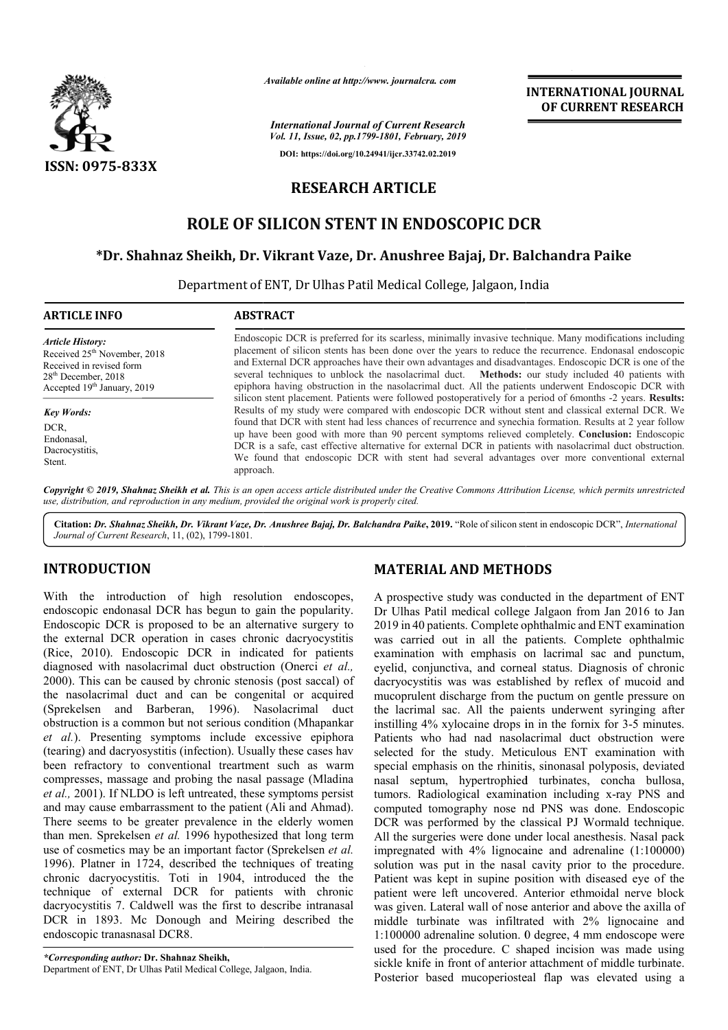# RESEARCH ARTICLE

# ROLE OF SILICON STENT IN ENDOSCOPIC DCR

**\*Dr. Shahnaz Sheikh, Dr. Vikrant Vaze, Dr. Anushree Bajaj, Dr. Balchandra Paike**

Department of ENT, Dr Ulhas Patil Medical College, Jalgaon, India

## ARTICLE INFO

*Article History:*
Received 25th November, 2018
Received in revised form 28th December, 2018
Accepted 19th January, 2019

*Key Words:*
DCR,
Endonasal,
Dacrocystitis,
Stent.

## ABSTRACT

Endoscopic DCR is preferred for its scarless, minimally invasive technique. Many modifications including placement of silicon stents has been done over the years to reduce the recurrence. Endonasal endoscopic and External DCR approaches have their own advantages and disadvantages. Endoscopic DCR is one of the several techniques to unblock the nasolacrimal duct. **Methods:** our study included 40 patients with epiphora having obstruction in the nasolacrimal duct. All the patients underwent Endoscopic DCR with silicon stent placement. Patients were followed postoperatively for a period of 6months -2 years. **Results:** Results of my study were compared with endoscopic DCR without stent and classical external DCR. We found that DCR with stent had less chances of recurrence and synechia formation. Results at 2 year follow up have been good with more than 90 percent symptoms relieved completely. **Conclusion:** Endoscopic DCR is a safe, cast effective alternative for external DCR in patients with nasolacrimal duct obstruction. We found that endoscopic DCR with stent had several advantages over more conventional external approach.

*Copyright © 2019, Shahnaz Sheikh et al. This is an open access article distributed under the Creative Commons Attribution License, which permits unrestricted use, distribution, and reproduction in any medium, provided the original work is properly cited.*

**Citation:** *Dr. Shahnaz Sheikh, Dr. Vikrant Vaze, Dr. Anushree Bajaj, Dr. Balchandra Paike***, 2019.** "Role of silicon stent in endoscopic DCR", *International Journal of Current Research*, 11, (02), 1799-1801.

## INTRODUCTION

With the introduction of high resolution endoscopes, endoscopic endonasal DCR has begun to gain the popularity. Endoscopic DCR is proposed to be an alternative surgery to the external DCR operation in cases chronic dacryocystitis (Rice, 2010). Endoscopic DCR in indicated for patients diagnosed with nasolacrimal duct obstruction (Onerci *et al.,* 2000). This can be caused by chronic stenosis (post saccal) of the nasolacrimal duct and can be congenital or acquired (Sprekelsen and Barberan, 1996). Nasolacrimal duct obstruction is a common but not serious condition (Mhapankar *et al.*). Presenting symptoms include excessive epiphora (tearing) and dacryosystitis (infection). Usually these cases hav been refractory to conventional treartment such as warm compresses, massage and probing the nasal passage (Mladina *et al.,* 2001). If NLDO is left untreated, these symptoms persist and may cause embarrassment to the patient (Ali and Ahmad). There seems to be greater prevalence in the elderly women than men. Sprekelsen *et al.* 1996 hypothesized that long term use of cosmetics may be an important factor (Sprekelsen *et al.* 1996). Platner in 1724, described the techniques of treating chronic dacryocystitis. Toti in 1904, introduced the the technique of external DCR for patients with chronic dacryocystitis 7. Caldwell was the first to describe intranasal DCR in 1893. Mc Donough and Meiring described the endoscopic tranasnasal DCR8.

*\*Corresponding author:* **Dr. Shahnaz Sheikh,**
Department of ENT, Dr Ulhas Patil Medical College, Jalgaon, India.

## MATERIAL AND METHODS

A prospective study was conducted in the department of ENT Dr Ulhas Patil medical college Jalgaon from Jan 2016 to Jan 2019 in 40 patients. Complete ophthalmic and ENT examination was carried out in all the patients. Complete ophthalmic examination with emphasis on lacrimal sac and punctum, eyelid, conjunctiva, and corneal status. Diagnosis of chronic dacryocystitis was was established by reflex of mucoid and mucoprulent discharge from the puctum on gentle pressure on the lacrimal sac. All the paients underwent syringing after instilling 4% xylocaine drops in in the fornix for 3-5 minutes. Patients who had nad nasolacrimal duct obstruction were selected for the study. Meticulous ENT examination with special emphasis on the rhinitis, sinonasal polyposis, deviated nasal septum, hypertrophied turbinates, concha bullosa, tumors. Radiological examination including x-ray PNS and computed tomography nose nd PNS was done. Endoscopic DCR was performed by the classical PJ Wormald technique. All the surgeries were done under local anesthesis. Nasal pack impregnated with 4% lignocaine and adrenaline (1:100000) solution was put in the nasal cavity prior to the procedure. Patient was kept in supine position with diseased eye of the patient were left uncovered. Anterior ethmoidal nerve block was given. Lateral wall of nose anterior and above the axilla of middle turbinate was infiltrated with 2% lignocaine and 1:100000 adrenaline solution. 0 degree, 4 mm endoscope were used for the procedure. C shaped incision was made using sickle knife in front of anterior attachment of middle turbinate. Posterior based mucoperiosteal flap was elevated using a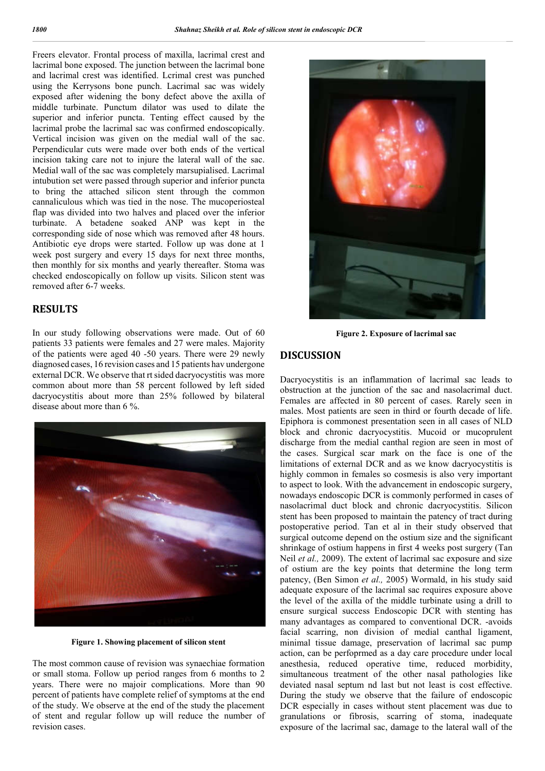Freers elevator. Frontal process of maxilla, lacrimal crest and lacrimal bone exposed. The junction between the lacrimal bone and lacrimal crest was identified. Lcrimal crest was punched using the Kerrysons bone punch. Lacrimal sac was widely exposed after widening the bony defect above the axilla of middle turbinate. Punctum dilator was used to dilate the superior and inferior puncta. Tenting effect caused by the lacrimal probe the lacrimal sac was confirmed endoscopically. Vertical incision was given on the medial wall of the sac. Perpendicular cuts were made over both ends of the vertical incision taking care not to injure the lateral wall of the sac. Medial wall of the sac was completely marsupialised. Lacrimal intubution set were passed through superior and inferior puncta to bring the attached silicon stent through the common cannaliculous which was tied in the nose. The mucoperiosteal flap was divided into two halves and placed over the inferior turbinate. A betadene soaked ANP was kept in the corresponding side of nose which was removed after 48 hours. Antibiotic eye drops were started. Follow up was done at 1 week post surgery and every 15 days for next three months, then monthly for six months and yearly thereafter. Stoma was checked endoscopically on follow up visits. Silicon stent was removed after 6-7 weeks.

## RESULTS

In our study following observations were made. Out of 60 patients 33 patients were females and 27 were males. Majority of the patients were aged 40 -50 years. There were 29 newly diagnosed cases, 16 revision cases and 15 patients hav undergone external DCR. We observe that rt sided dacryocystitis was more common about more than 58 percent followed by left sided dacryocystitis about more than 25% followed by bilateral disease about more than 6 %.

**Figure 1. Showing placement of silicon stent**

The most common cause of revision was synaechiae formation or small stoma. Follow up period ranges from 6 months to 2 years. There were no majoir complications. More than 90 percent of patients have complete relief of symptoms at the end of the study. We observe at the end of the study the placement of stent and regular follow up will reduce the number of revision cases.

**Figure 2. Exposure of lacrimal sac**

## DISCUSSION

Dacryocystitis is an inflammation of lacrimal sac leads to obstruction at the junction of the sac and nasolacrimal duct. Females are affected in 80 percent of cases. Rarely seen in males. Most patients are seen in third or fourth decade of life. Epiphora is commonest presentation seen in all cases of NLD block and chronic dacryocystitis. Mucoid or mucoprulent discharge from the medial canthal region are seen in most of the cases. Surgical scar mark on the face is one of the limitations of external DCR and as we know dacryocystitis is highly common in females so cosmesis is also very important to aspect to look. With the advancement in endoscopic surgery, nowadays endoscopic DCR is commonly performed in cases of nasolacrimal duct block and chronic dacryocystitis. Silicon stent has been proposed to maintain the patency of tract during postoperative period. Tan et al in their study observed that surgical outcome depend on the ostium size and the significant shrinkage of ostium happens in first 4 weeks post surgery (Tan Neil *et al.,* 2009). The extent of lacrimal sac exposure and size of ostium are the key points that determine the long term patency, (Ben Simon *et al.,* 2005) Wormald, in his study said adequate exposure of the lacrimal sac requires exposure above the level of the axilla of the middle turbinate using a drill to ensure surgical success Endoscopic DCR with stenting has many advantages as compared to conventional DCR. -avoids facial scarring, non division of medial canthal ligament, minimal tissue damage, preservation of lacrimal sac pump action, can be perfoprmed as a day care procedure under local anesthesia, reduced operative time, reduced morbidity, simultaneous treatment of the other nasal pathologies like deviated nasal septum nd last but not least is cost effective. During the study we observe that the failure of endoscopic DCR especially in cases without stent placement was due to granulations or fibrosis, scarring of stoma, inadequate exposure of the lacrimal sac, damage to the lateral wall of the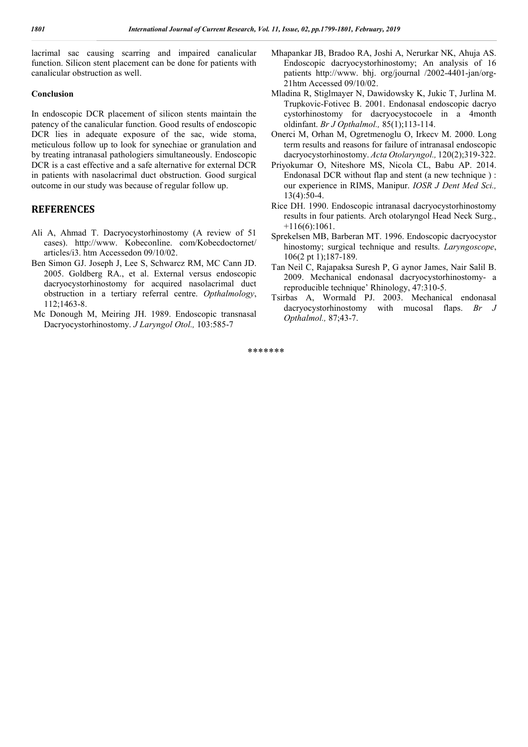lacrimal sac causing scarring and impaired canalicular function. Silicon stent placement can be done for patients with canalicular obstruction as well.

### Conclusion

In endoscopic DCR placement of silicon stents maintain the patency of the canalicular function. Good results of endoscopic DCR lies in adequate exposure of the sac, wide stoma, meticulous follow up to look for synechiae or granulation and by treating intranasal pathologiers simultaneously. Endoscopic DCR is a cast effective and a safe alternative for external DCR in patients with nasolacrimal duct obstruction. Good surgical outcome in our study was because of regular follow up.

## REFERENCES

Ali A, Ahmad T. Dacryocystorhinostomy (A review of 51 cases). http://www. Kobeconline. com/Kobecdoctornet/ articles/i3. htm Accessedon 09/10/02.

Ben Simon GJ. Joseph J, Lee S, Schwarcz RM, MC Cann JD. 2005. Goldberg RA., et al. External versus endoscopic dacryocystorhinostomy for acquired nasolacrimal duct obstruction in a tertiary referral centre. *Opthalmology*, 112;1463-8.

Mc Donough M, Meiring JH. 1989. Endoscopic transnasal Dacryocystorhinostomy. *J Laryngol Otol.,* 103:585-7

Mhapankar JB, Bradoo RA, Joshi A, Nerurkar NK, Ahuja AS. Endoscopic dacryocystorhinostomy; An analysis of 16 patients http://www. bhj. org/journal /2002-4401-jan/org-21htm Accessed 09/10/02.

Mladina R, Stiglmayer N, Dawidowsky K, Jukic T, Jurlina M. Trupkovic-Fotivec B. 2001. Endonasal endoscopic dacryo cystorhinostomy for dacryocystocoele in a 4month oldinfant. *Br J Opthalmol.,* 85(1);113-114.

Onerci M, Orhan M, Ogretmenoglu O, Irkecv M. 2000. Long term results and reasons for failure of intranasal endoscopic dacryocystorhinostomy. *Acta Otolaryngol.,* 120(2);319-322.

Priyokumar O, Niteshore MS, Nicola CL, Babu AP. 2014. Endonasal DCR without flap and stent (a new technique ) : our experience in RIMS, Manipur. *IOSR J Dent Med Sci.,* 13(4):50-4.

Rice DH. 1990. Endoscopic intranasal dacryocystorhinostomy results in four patients. Arch otolaryngol Head Neck Surg., +116(6):1061.

Sprekelsen MB, Barberan MT. 1996. Endoscopic dacryocystor hinostomy; surgical technique and results. *Laryngoscope*, 106(2 pt 1);187-189.

Tan Neil C, Rajapaksa Suresh P, G aynor James, Nair Salil B. 2009. Mechanical endonasal dacryocystorhinostomy- a reproducible technique' Rhinology, 47:310-5.

Tsirbas A, Wormald PJ. 2003. Mechanical endonasal dacryocystorhinostomy with mucosal flaps. *Br J Opthalmol.,* 87;43-7.

*******